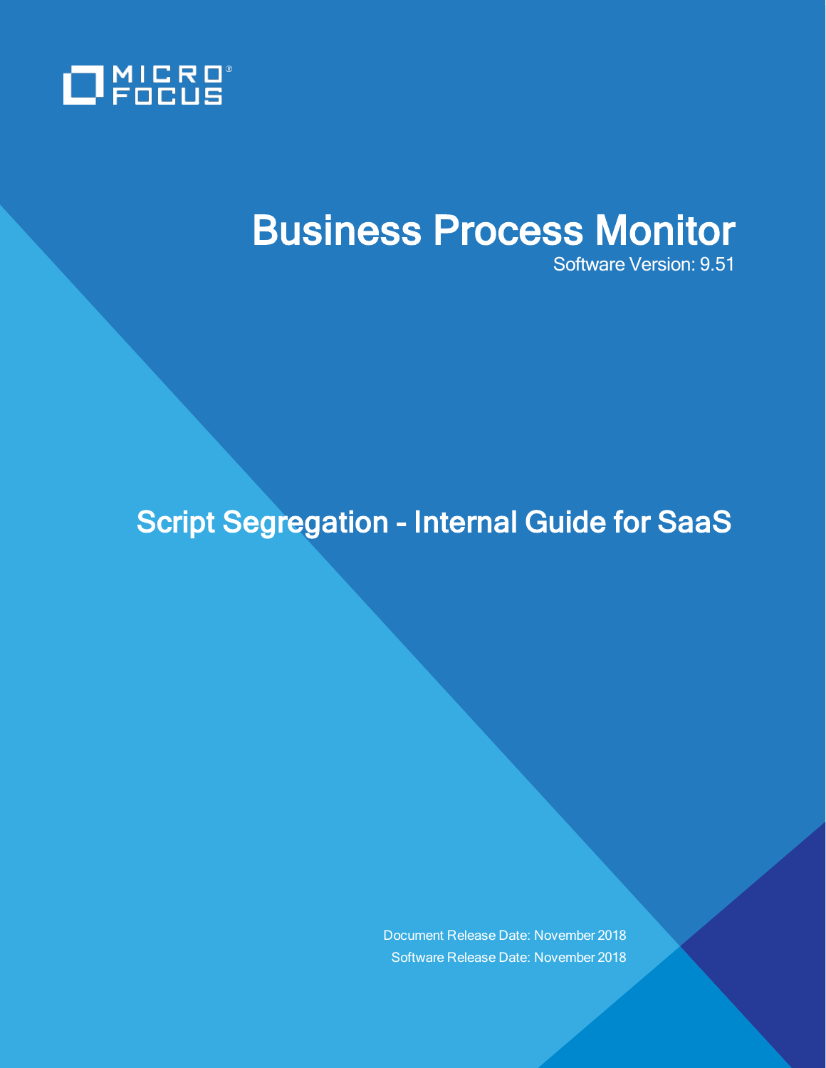MICRO FOCUS

# Business Process Monitor

Software Version: 9.51

## Script Segregation - Internal Guide for SaaS

Document Release Date: November 2018

Software Release Date: November 2018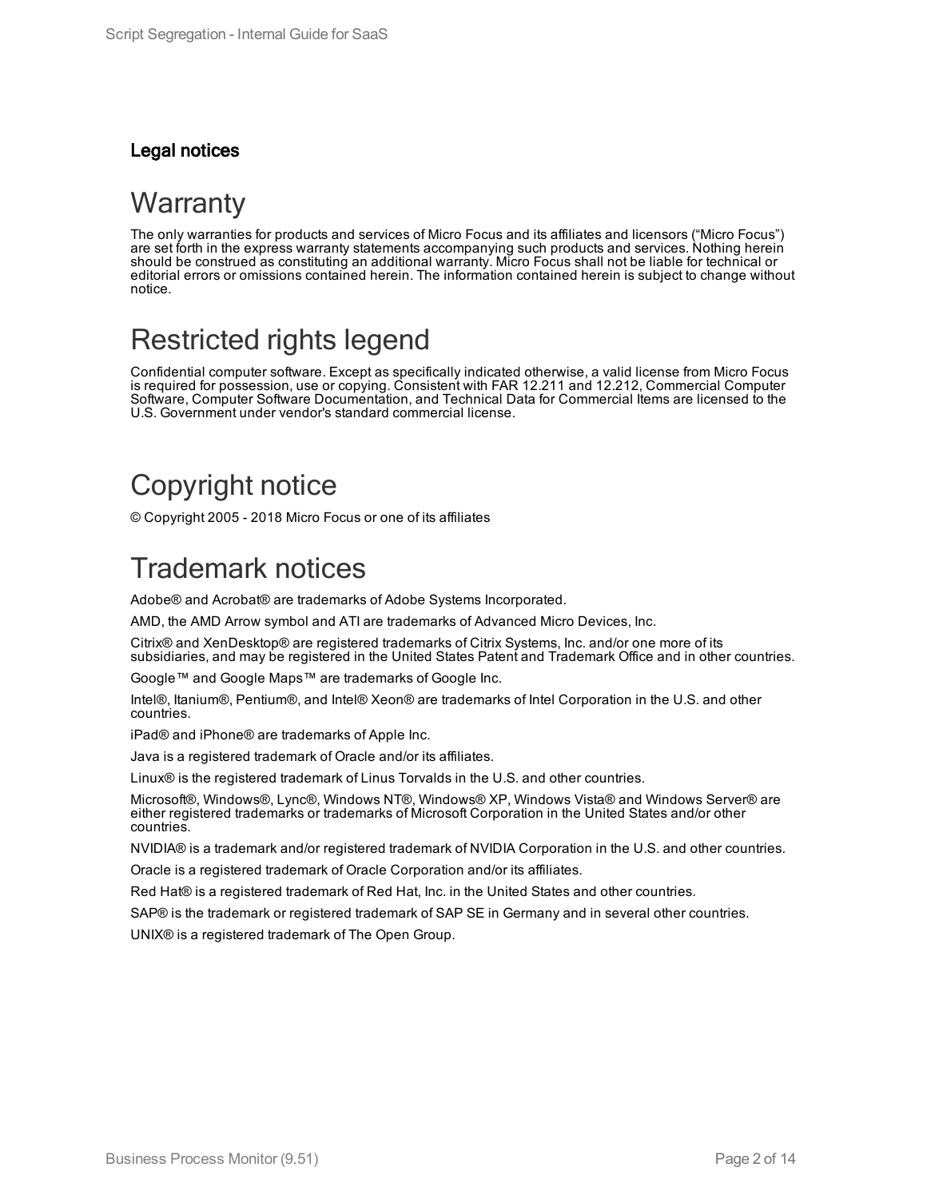### Legal notices

# Warranty

The only warranties for products and services of Micro Focus and its affiliates and licensors (“Micro Focus”) are set forth in the express warranty statements accompanying such products and services. Nothing herein should be construed as constituting an additional warranty. Micro Focus shall not be liable for technical or editorial errors or omissions contained herein. The information contained herein is subject to change without notice.

# Restricted rights legend

Confidential computer software. Except as specifically indicated otherwise, a valid license from Micro Focus is required for possession, use or copying. Consistent with FAR 12.211 and 12.212, Commercial Computer Software, Computer Software Documentation, and Technical Data for Commercial Items are licensed to the U.S. Government under vendor's standard commercial license.

# Copyright notice

© Copyright 2005 - 2018 Micro Focus or one of its affiliates

# Trademark notices

Adobe® and Acrobat® are trademarks of Adobe Systems Incorporated.

AMD, the AMD Arrow symbol and ATI are trademarks of Advanced Micro Devices, Inc.

Citrix® and XenDesktop® are registered trademarks of Citrix Systems, Inc. and/or one more of its subsidiaries, and may be registered in the United States Patent and Trademark Office and in other countries.

Google™ and Google Maps™ are trademarks of Google Inc.

Intel®, Itanium®, Pentium®, and Intel® Xeon® are trademarks of Intel Corporation in the U.S. and other countries.

iPad® and iPhone® are trademarks of Apple Inc.

Java is a registered trademark of Oracle and/or its affiliates.

Linux® is the registered trademark of Linus Torvalds in the U.S. and other countries.

Microsoft®, Windows®, Lync®, Windows NT®, Windows® XP, Windows Vista® and Windows Server® are either registered trademarks or trademarks of Microsoft Corporation in the United States and/or other countries.

NVIDIA® is a trademark and/or registered trademark of NVIDIA Corporation in the U.S. and other countries.

Oracle is a registered trademark of Oracle Corporation and/or its affiliates.

Red Hat® is a registered trademark of Red Hat, Inc. in the United States and other countries.

SAP® is the trademark or registered trademark of SAP SE in Germany and in several other countries.

UNIX® is a registered trademark of The Open Group.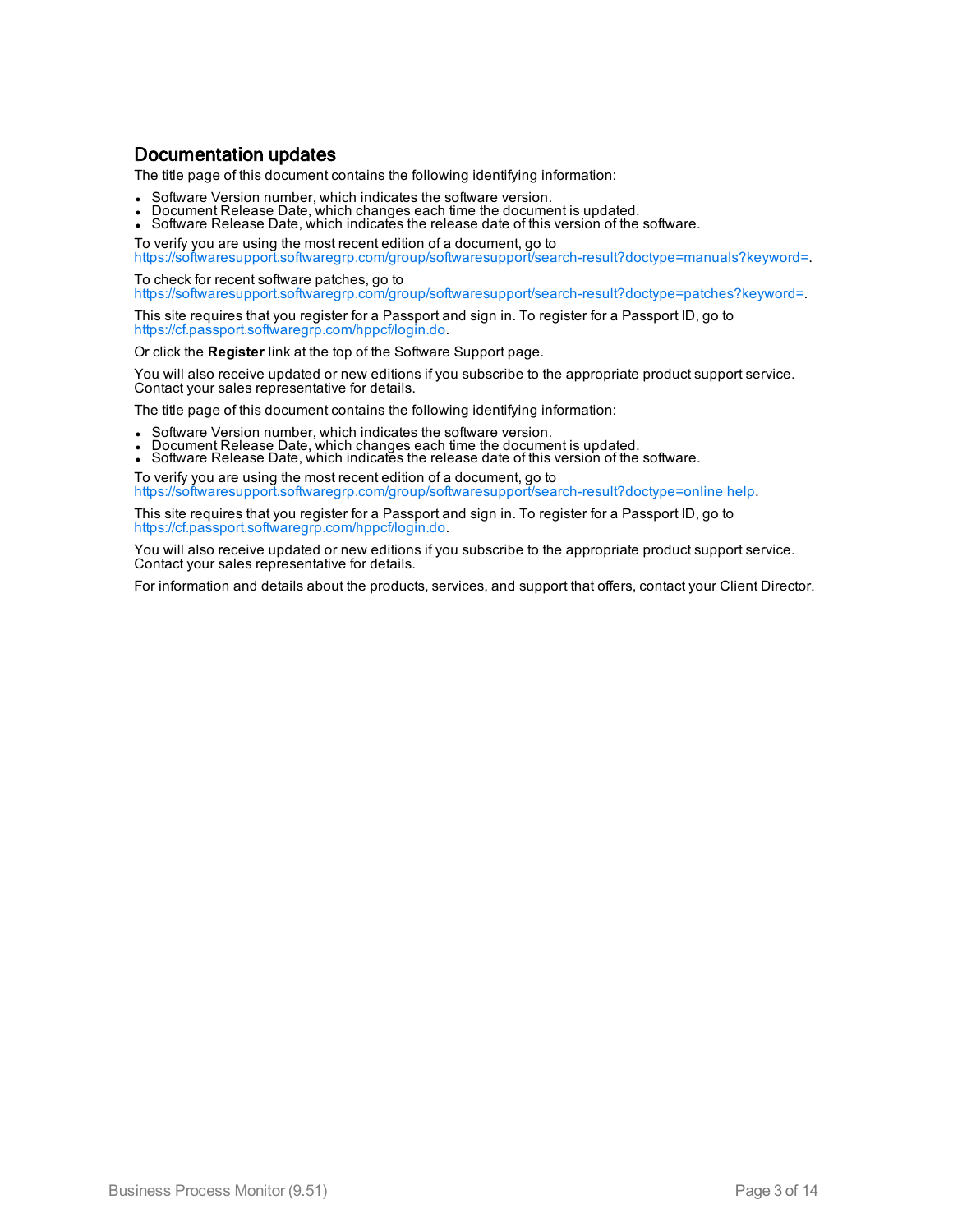## Documentation updates

The title page of this document contains the following identifying information:

- Software Version number, which indicates the software version.
- Document Release Date, which changes each time the document is updated.
- Software Release Date, which indicates the release date of this version of the software.

To verify you are using the most recent edition of a document, go to https://softwaresupport.softwaregrp.com/group/softwaresupport/search-result?doctype=manuals?keyword=.

To check for recent software patches, go to https://softwaresupport.softwaregrp.com/group/softwaresupport/search-result?doctype=patches?keyword=.

This site requires that you register for a Passport and sign in. To register for a Passport ID, go to https://cf.passport.softwaregrp.com/hppcf/login.do.

Or click the **Register** link at the top of the Software Support page.

You will also receive updated or new editions if you subscribe to the appropriate product support service. Contact your sales representative for details.

The title page of this document contains the following identifying information:

- Software Version number, which indicates the software version.
- Document Release Date, which changes each time the document is updated.
- Software Release Date, which indicates the release date of this version of the software.

To verify you are using the most recent edition of a document, go to https://softwaresupport.softwaregrp.com/group/softwaresupport/search-result?doctype=online help.

This site requires that you register for a Passport and sign in. To register for a Passport ID, go to https://cf.passport.softwaregrp.com/hppcf/login.do.

You will also receive updated or new editions if you subscribe to the appropriate product support service. Contact your sales representative for details.

For information and details about the products, services, and support that offers, contact your Client Director.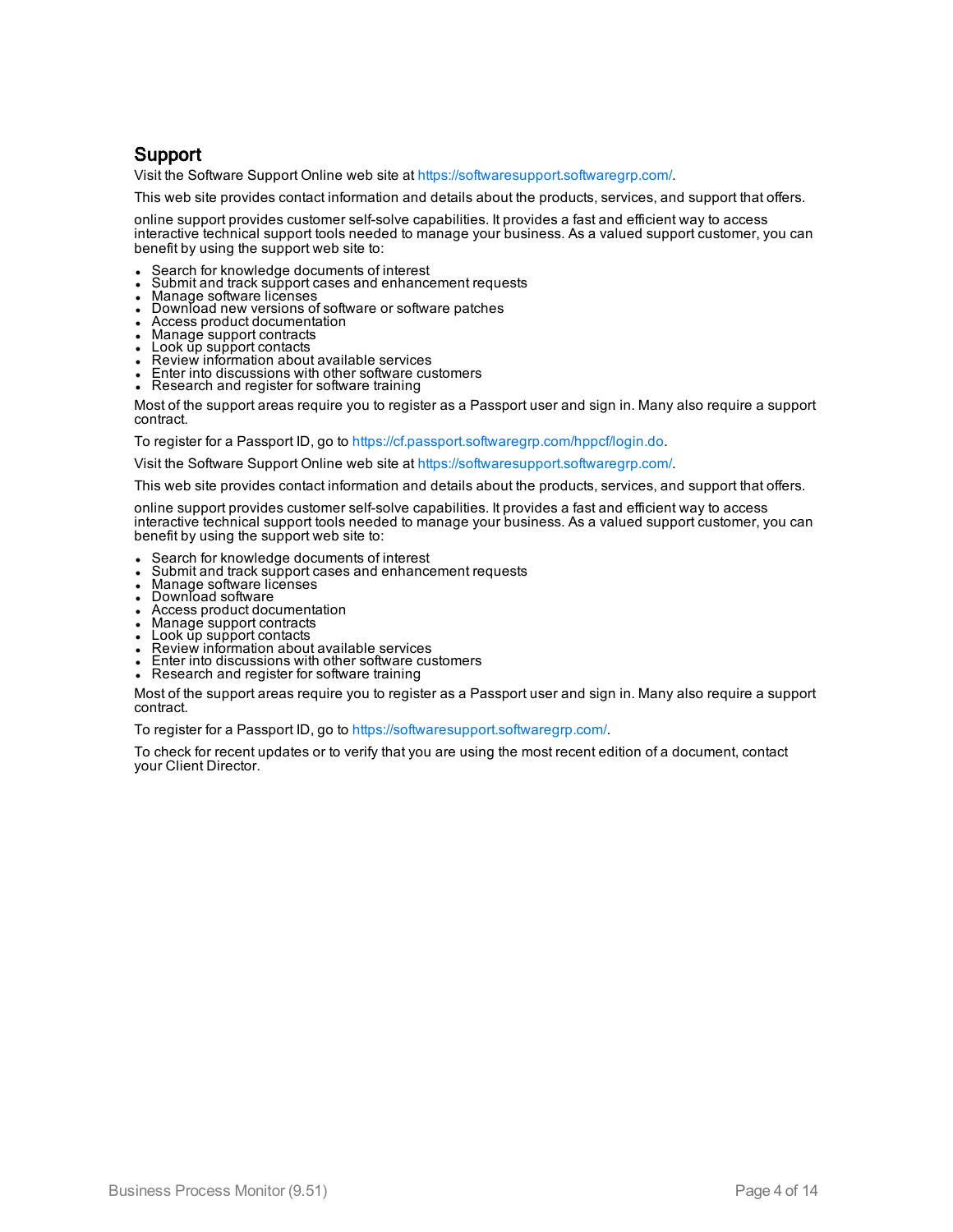## Support

Visit the Software Support Online web site at https://softwaresupport.softwaregrp.com/.

This web site provides contact information and details about the products, services, and support that offers.

online support provides customer self-solve capabilities. It provides a fast and efficient way to access interactive technical support tools needed to manage your business. As a valued support customer, you can benefit by using the support web site to:

- Search for knowledge documents of interest
- Submit and track support cases and enhancement requests
- Manage software licenses
- Download new versions of software or software patches
- Access product documentation
- Manage support contracts
- Look up support contacts
- Review information about available services
- Enter into discussions with other software customers
- Research and register for software training

Most of the support areas require you to register as a Passport user and sign in. Many also require a support contract.

To register for a Passport ID, go to https://cf.passport.softwaregrp.com/hppcf/login.do.

Visit the Software Support Online web site at https://softwaresupport.softwaregrp.com/.

This web site provides contact information and details about the products, services, and support that offers.

online support provides customer self-solve capabilities. It provides a fast and efficient way to access interactive technical support tools needed to manage your business. As a valued support customer, you can benefit by using the support web site to:

- Search for knowledge documents of interest
- Submit and track support cases and enhancement requests
- Manage software licenses
- Download software
- Access product documentation
- Manage support contracts
- Look up support contacts
- Review information about available services
- Enter into discussions with other software customers
- Research and register for software training

Most of the support areas require you to register as a Passport user and sign in. Many also require a support contract.

To register for a Passport ID, go to https://softwaresupport.softwaregrp.com/.

To check for recent updates or to verify that you are using the most recent edition of a document, contact your Client Director.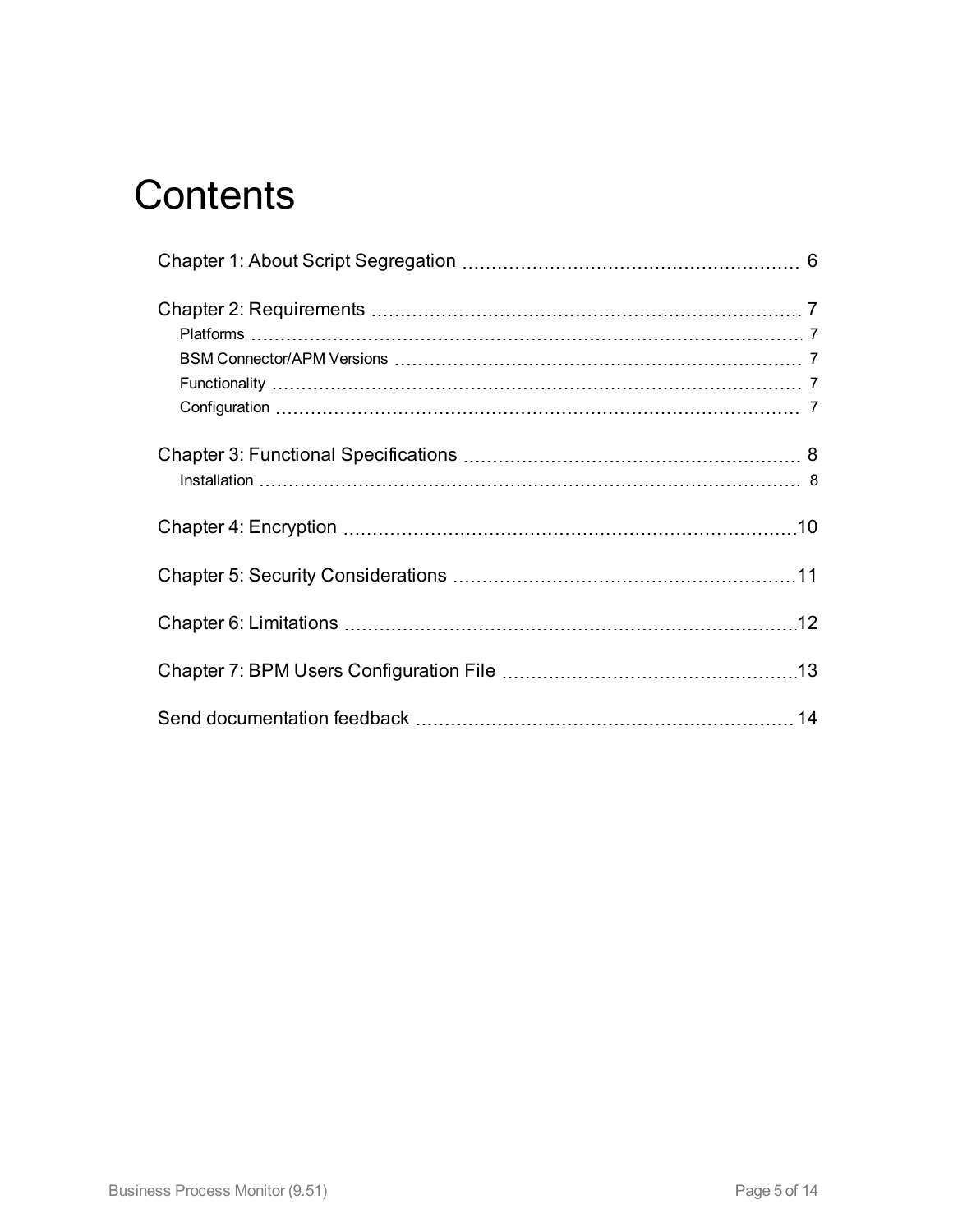# Contents

Chapter 1: About Script Segregation ..... 6

Chapter 2: Requirements ..... 7

- Platforms ..... 7
- BSM Connector/APM Versions ..... 7
- Functionality ..... 7
- Configuration ..... 7

Chapter 3: Functional Specifications ..... 8

- Installation ..... 8

Chapter 4: Encryption ..... 10

Chapter 5: Security Considerations ..... 11

Chapter 6: Limitations ..... 12

Chapter 7: BPM Users Configuration File ..... 13

Send documentation feedback ..... 14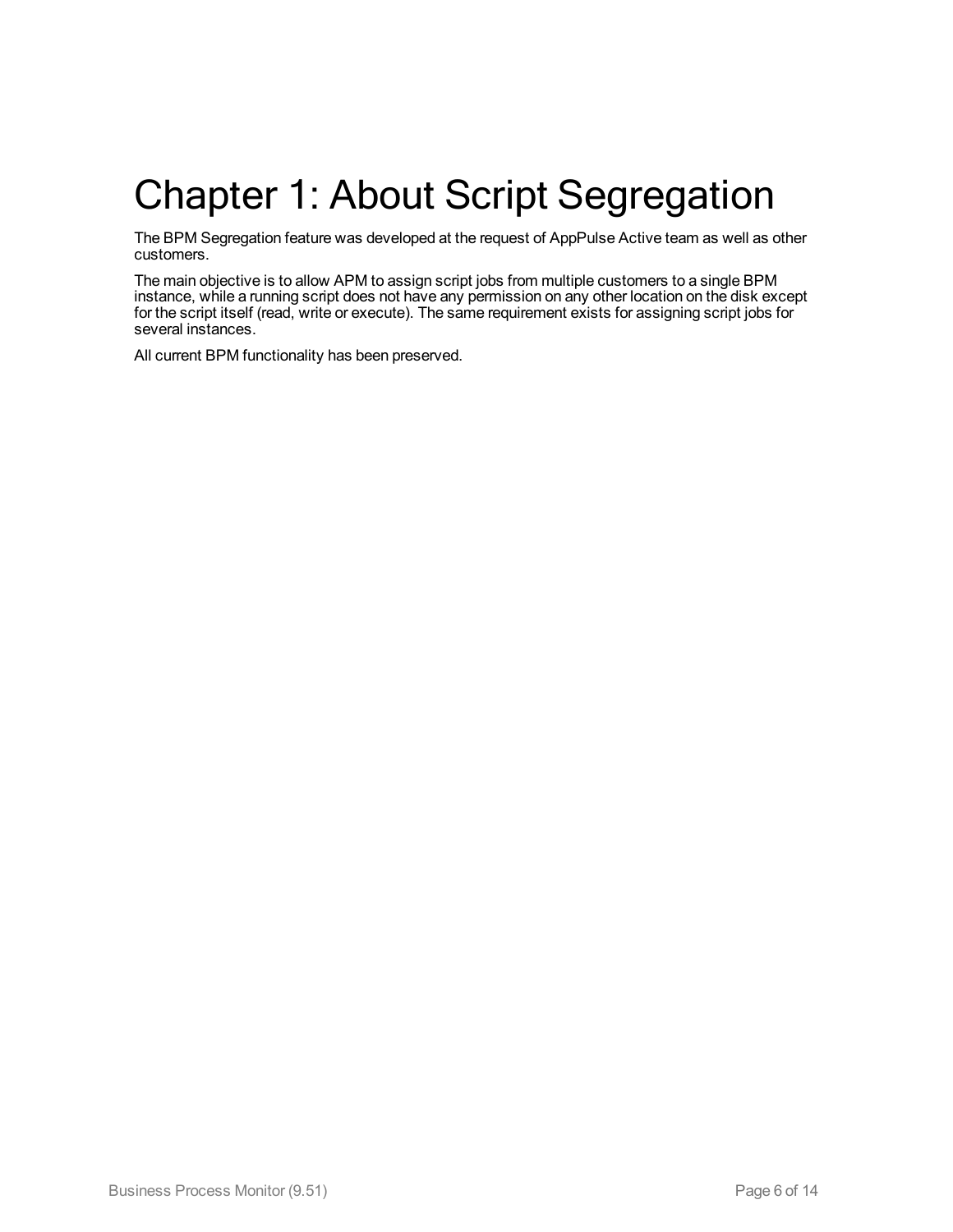# Chapter 1: About Script Segregation

The BPM Segregation feature was developed at the request of AppPulse Active team as well as other customers.

The main objective is to allow APM to assign script jobs from multiple customers to a single BPM instance, while a running script does not have any permission on any other location on the disk except for the script itself (read, write or execute). The same requirement exists for assigning script jobs for several instances.

All current BPM functionality has been preserved.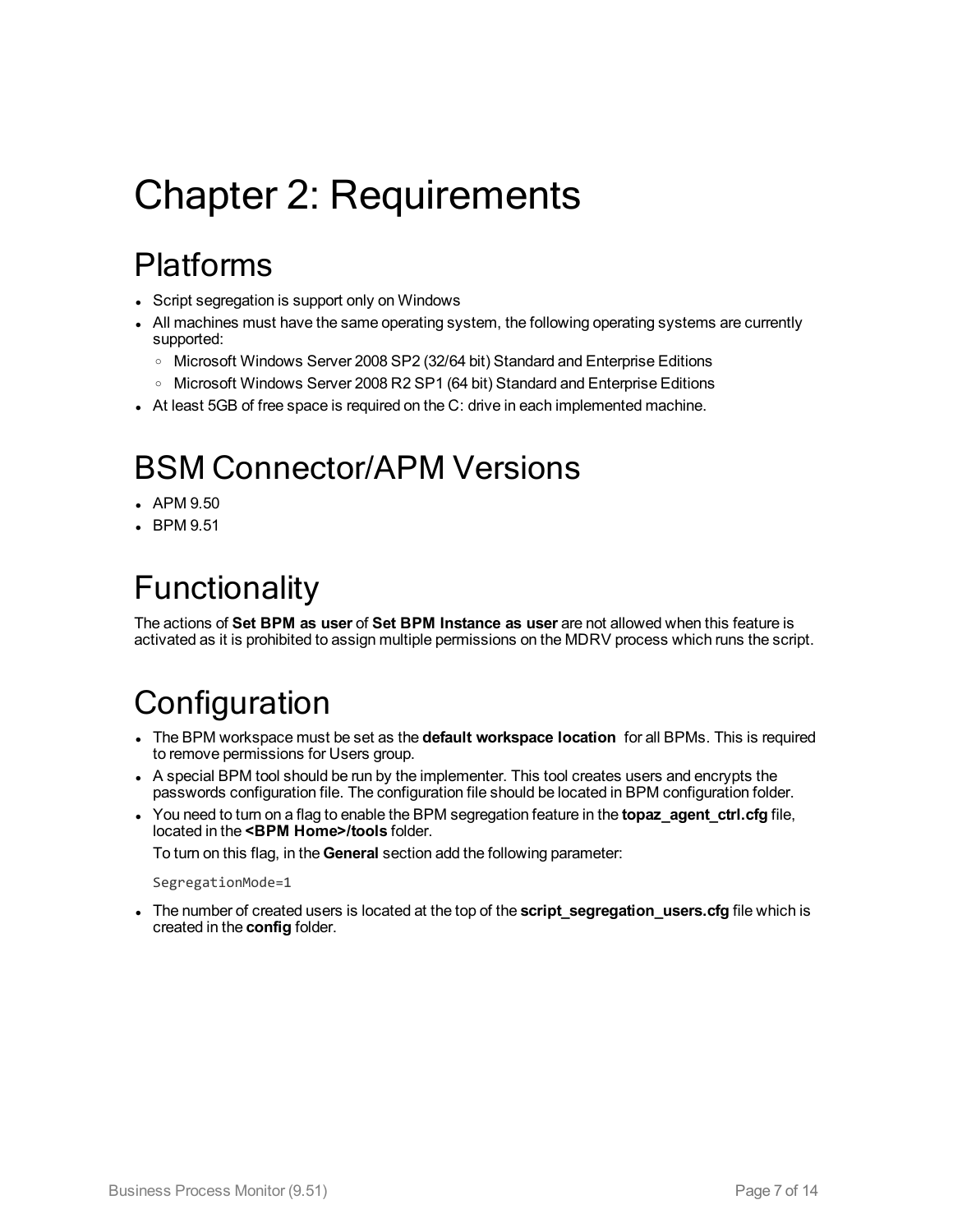# Chapter 2: Requirements

## Platforms

- Script segregation is support only on Windows
- All machines must have the same operating system, the following operating systems are currently supported:
  - Microsoft Windows Server 2008 SP2 (32/64 bit) Standard and Enterprise Editions
  - Microsoft Windows Server 2008 R2 SP1 (64 bit) Standard and Enterprise Editions
- At least 5GB of free space is required on the C: drive in each implemented machine.

## BSM Connector/APM Versions

- APM 9.50
- BPM 9.51

## Functionality

The actions of **Set BPM as user** of **Set BPM Instance as user** are not allowed when this feature is activated as it is prohibited to assign multiple permissions on the MDRV process which runs the script.

## Configuration

- The BPM workspace must be set as the **default workspace location** for all BPMs. This is required to remove permissions for Users group.
- A special BPM tool should be run by the implementer. This tool creates users and encrypts the passwords configuration file. The configuration file should be located in BPM configuration folder.
- You need to turn on a flag to enable the BPM segregation feature in the **topaz_agent_ctrl.cfg** file, located in the **<BPM Home>/tools** folder.

  To turn on this flag, in the **General** section add the following parameter:

  ```
  SegregationMode=1
  ```

- The number of created users is located at the top of the **script_segregation_users.cfg** file which is created in the **config** folder.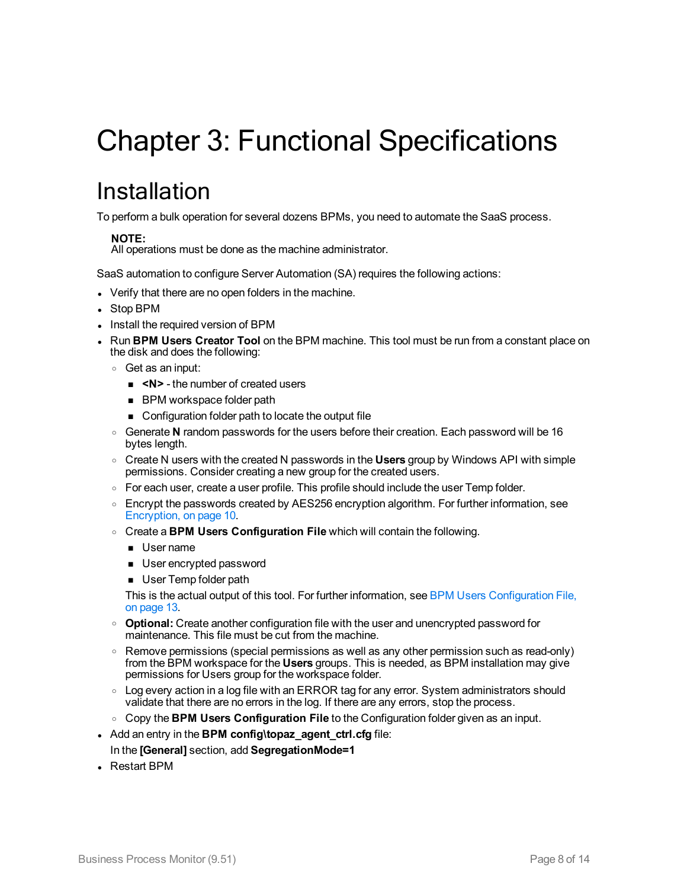# Chapter 3: Functional Specifications

## Installation

To perform a bulk operation for several dozens BPMs, you need to automate the SaaS process.

> **NOTE:**
> All operations must be done as the machine administrator.

SaaS automation to configure Server Automation (SA) requires the following actions:

- Verify that there are no open folders in the machine.
- Stop BPM
- Install the required version of BPM
- Run **BPM Users Creator Tool** on the BPM machine. This tool must be run from a constant place on the disk and does the following:
  - Get as an input:
    - **<N>** - the number of created users
    - BPM workspace folder path
    - Configuration folder path to locate the output file
  - Generate **N** random passwords for the users before their creation. Each password will be 16 bytes length.
  - Create N users with the created N passwords in the **Users** group by Windows API with simple permissions. Consider creating a new group for the created users.
  - For each user, create a user profile. This profile should include the user Temp folder.
  - Encrypt the passwords created by AES256 encryption algorithm. For further information, see Encryption, on page 10.
  - Create a **BPM Users Configuration File** which will contain the following.
    - User name
    - User encrypted password
    - User Temp folder path

    This is the actual output of this tool. For further information, see BPM Users Configuration File, on page 13.
  - **Optional:** Create another configuration file with the user and unencrypted password for maintenance. This file must be cut from the machine.
  - Remove permissions (special permissions as well as any other permission such as read-only) from the BPM workspace for the **Users** groups. This is needed, as BPM installation may give permissions for Users group for the workspace folder.
  - Log every action in a log file with an ERROR tag for any error. System administrators should validate that there are no errors in the log. If there are any errors, stop the process.
  - Copy the **BPM Users Configuration File** to the Configuration folder given as an input.
- Add an entry in the **BPM config\topaz_agent_ctrl.cfg** file:

  In the **[General]** section, add **SegregationMode=1**
- Restart BPM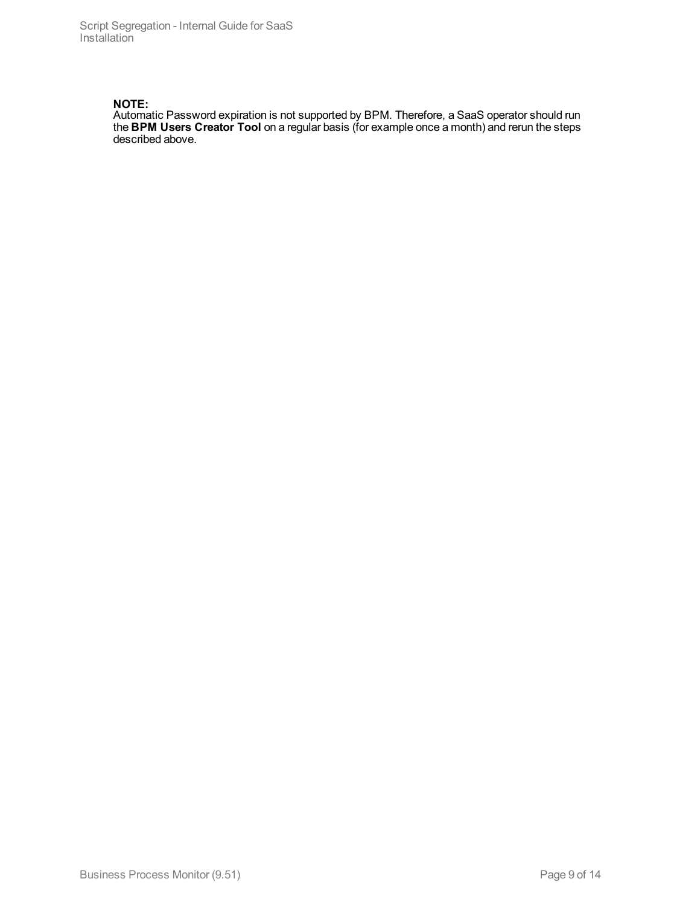**NOTE:**
Automatic Password expiration is not supported by BPM. Therefore, a SaaS operator should run the **BPM Users Creator Tool** on a regular basis (for example once a month) and rerun the steps described above.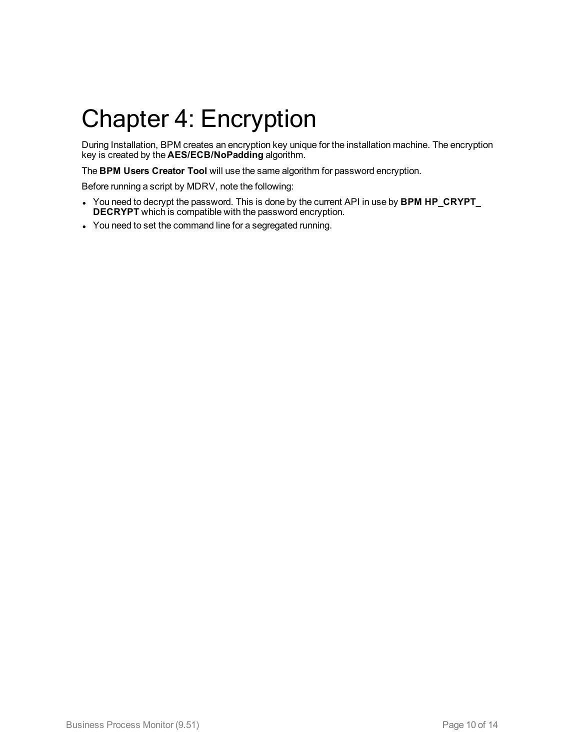# Chapter 4: Encryption

During Installation, BPM creates an encryption key unique for the installation machine. The encryption key is created by the **AES/ECB/NoPadding** algorithm.

The **BPM Users Creator Tool** will use the same algorithm for password encryption.

Before running a script by MDRV, note the following:

- You need to decrypt the password. This is done by the current API in use by **BPM HP_CRYPT_DECRYPT** which is compatible with the password encryption.
- You need to set the command line for a segregated running.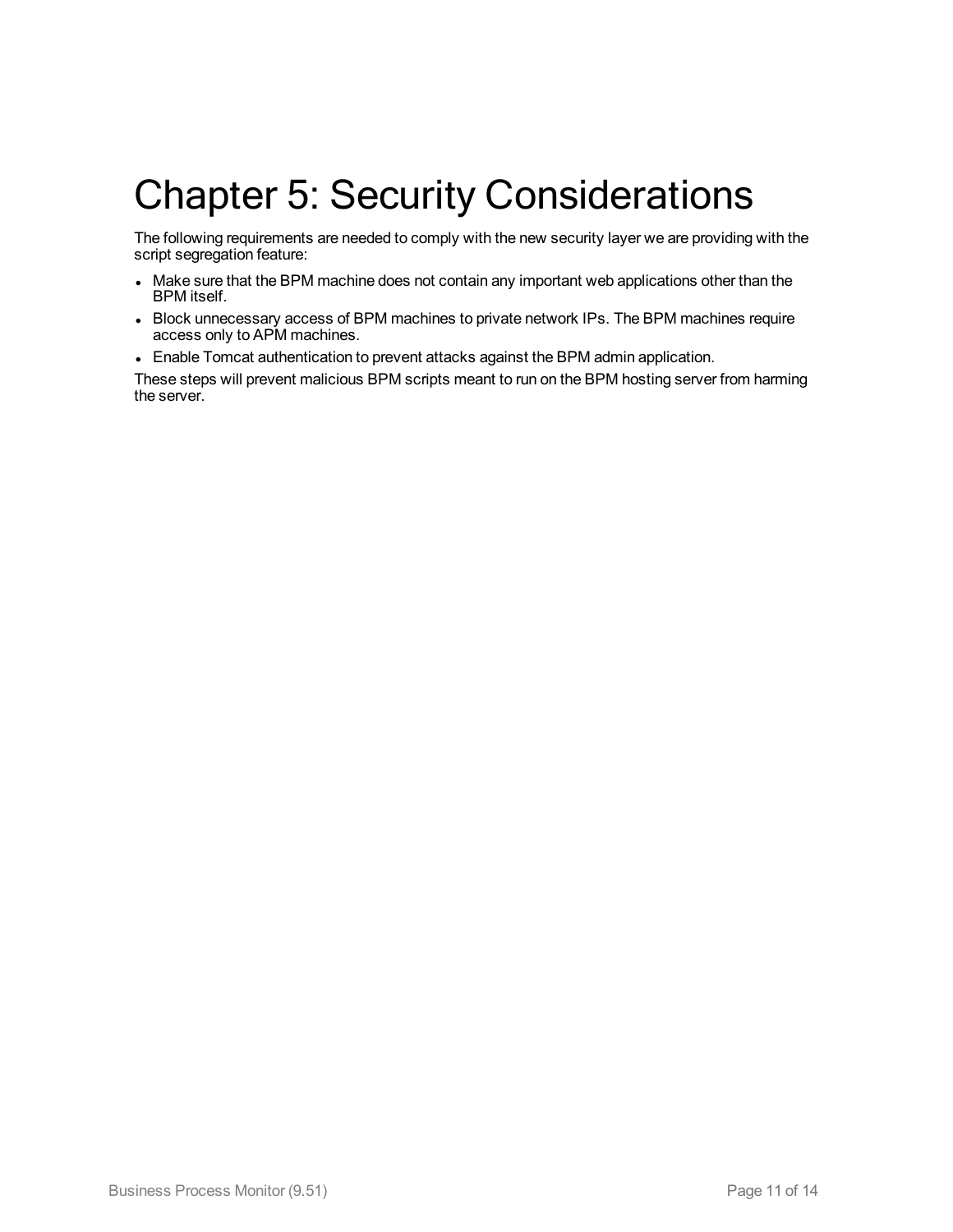# Chapter 5: Security Considerations

The following requirements are needed to comply with the new security layer we are providing with the script segregation feature:

- Make sure that the BPM machine does not contain any important web applications other than the BPM itself.
- Block unnecessary access of BPM machines to private network IPs. The BPM machines require access only to APM machines.
- Enable Tomcat authentication to prevent attacks against the BPM admin application.

These steps will prevent malicious BPM scripts meant to run on the BPM hosting server from harming the server.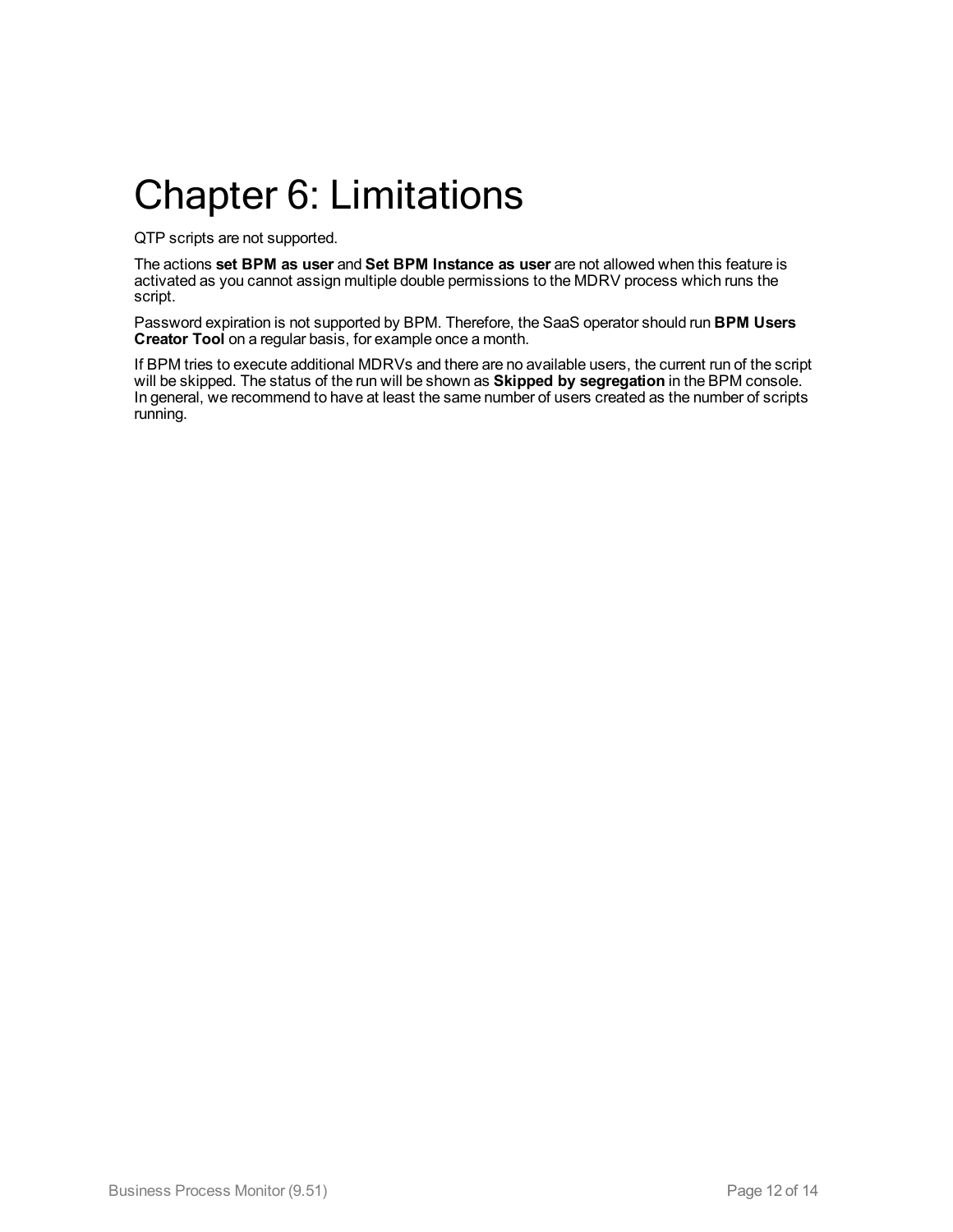# Chapter 6: Limitations

QTP scripts are not supported.

The actions **set BPM as user** and **Set BPM Instance as user** are not allowed when this feature is activated as you cannot assign multiple double permissions to the MDRV process which runs the script.

Password expiration is not supported by BPM. Therefore, the SaaS operator should run **BPM Users Creator Tool** on a regular basis, for example once a month.

If BPM tries to execute additional MDRVs and there are no available users, the current run of the script will be skipped. The status of the run will be shown as **Skipped by segregation** in the BPM console. In general, we recommend to have at least the same number of users created as the number of scripts running.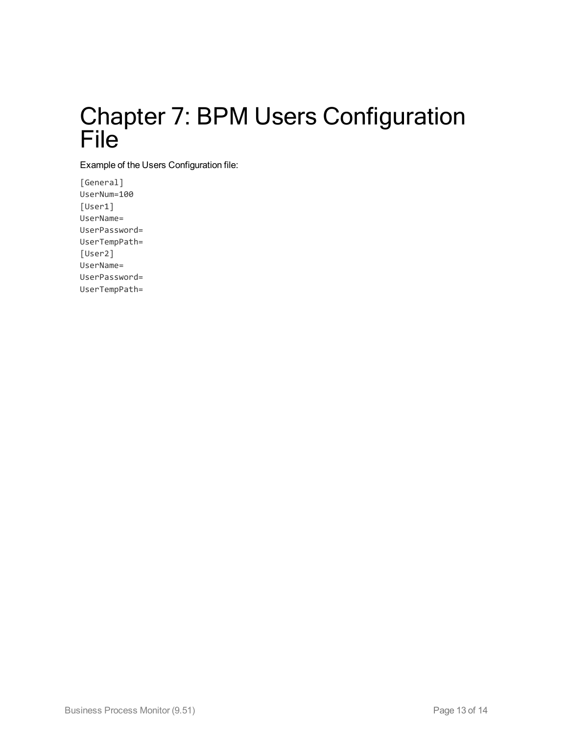# Chapter 7: BPM Users Configuration File

Example of the Users Configuration file:

```
[General]
UserNum=100
[User1]
UserName=
UserPassword=
UserTempPath=
[User2]
UserName=
UserPassword=
UserTempPath=
```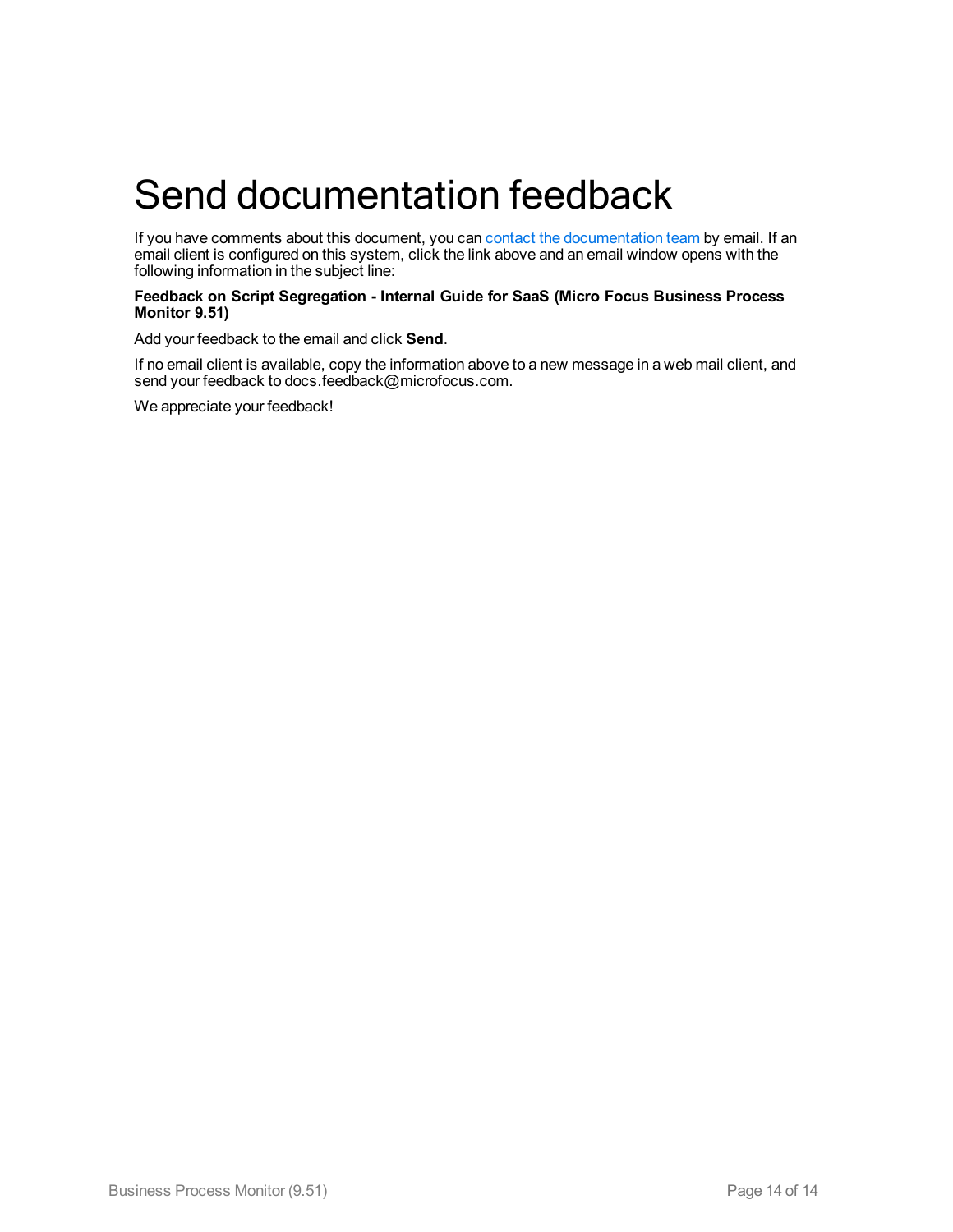# Send documentation feedback

If you have comments about this document, you can contact the documentation team by email. If an email client is configured on this system, click the link above and an email window opens with the following information in the subject line:

**Feedback on Script Segregation - Internal Guide for SaaS (Micro Focus Business Process Monitor 9.51)**

Add your feedback to the email and click **Send**.

If no email client is available, copy the information above to a new message in a web mail client, and send your feedback to docs.feedback@microfocus.com.

We appreciate your feedback!